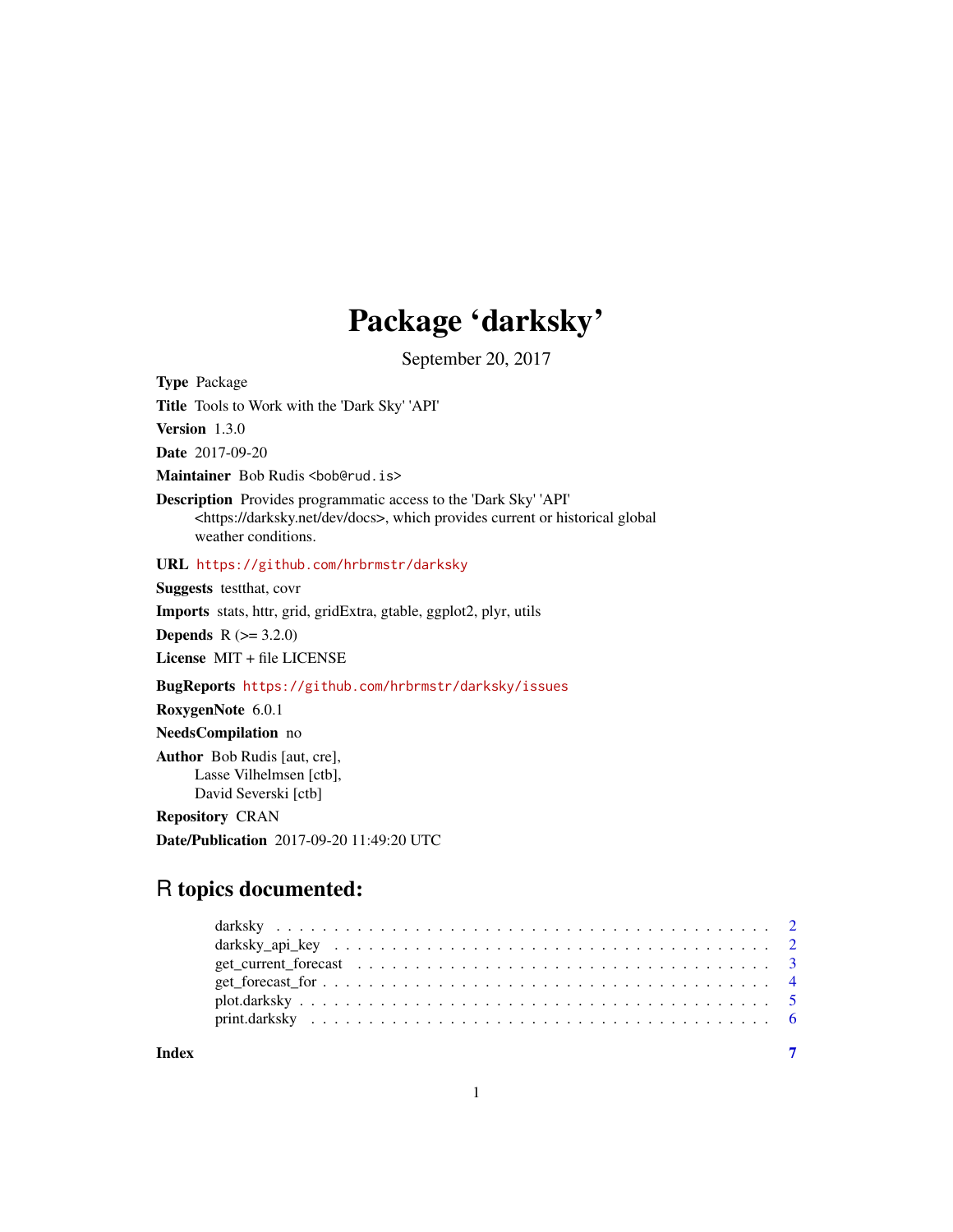# Package 'darksky'

September 20, 2017

**Type** Package

**Title** Tools to Work with the 'Dark Sky' 'API'

**Version** 1.3.0

**Date** 2017-09-20

**Maintainer** Bob Rudis <bob@rud.is>

**Description** Provides programmatic access to the 'Dark Sky' 'API' <https://darksky.net/dev/docs>, which provides current or historical global weather conditions.

**URL** https://github.com/hrbrmstr/darksky

**Suggests** testthat, covr

**Imports** stats, httr, grid, gridExtra, gtable, ggplot2, plyr, utils

**Depends** R (>= 3.2.0)

**License** MIT + file LICENSE

**BugReports** https://github.com/hrbrmstr/darksky/issues

**RoxygenNote** 6.0.1

**NeedsCompilation** no

**Author** Bob Rudis [aut, cre], Lasse Vilhelmsen [ctb], David Severski [ctb]

**Repository** CRAN

**Date/Publication** 2017-09-20 11:49:20 UTC

## R topics documented:

- darksky . . . . . 2
- darksky_api_key . . . . . 2
- get_current_forecast . . . . . 3
- get_forecast_for . . . . . 4
- plot.darksky . . . . . 5
- print.darksky . . . . . 6

**Index** 7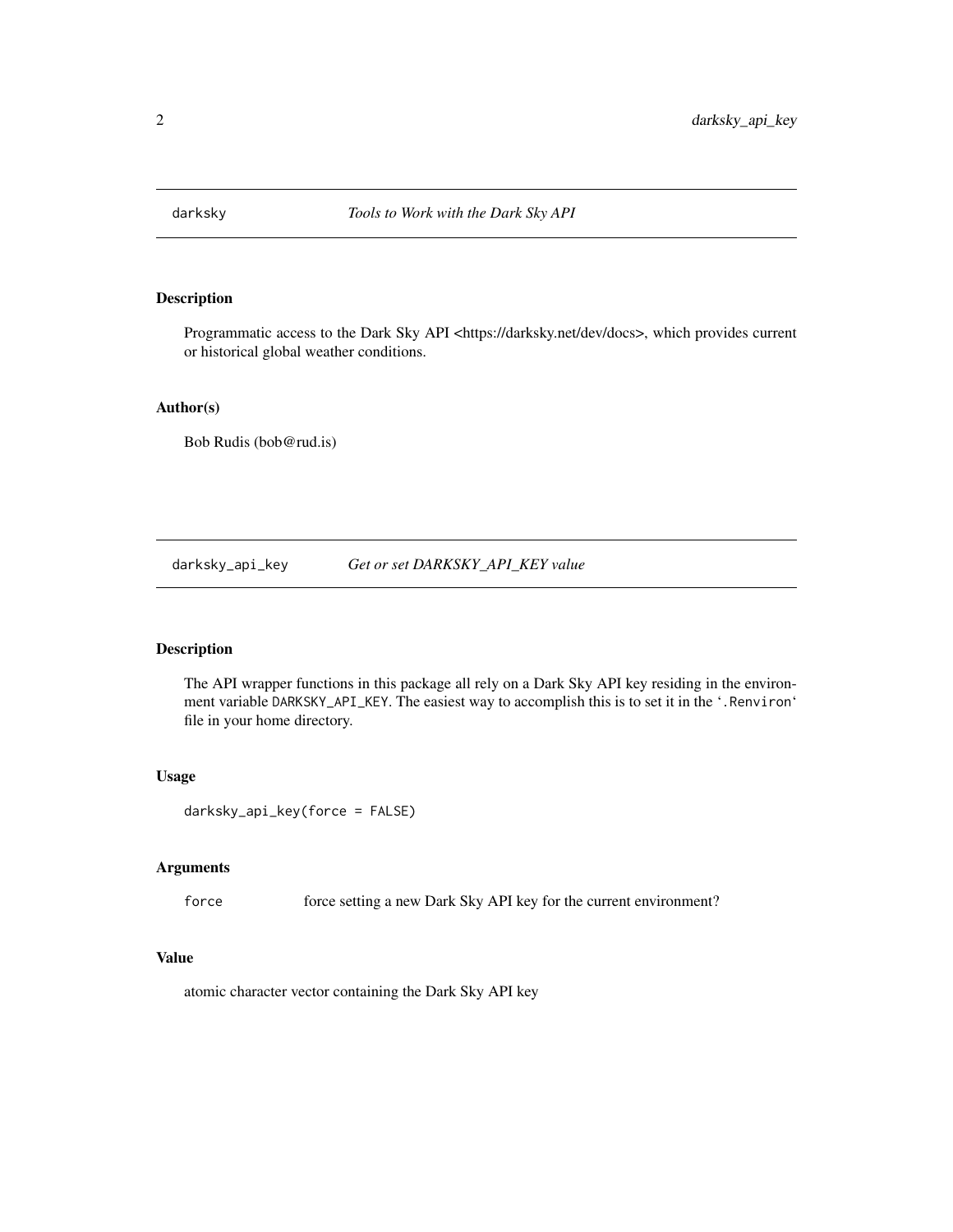## darksky — *Tools to Work with the Dark Sky API*

### Description

Programmatic access to the Dark Sky API <https://darksky.net/dev/docs>, which provides current or historical global weather conditions.

### Author(s)

Bob Rudis (bob@rud.is)

## darksky_api_key — *Get or set DARKSKY_API_KEY value*

### Description

The API wrapper functions in this package all rely on a Dark Sky API key residing in the environment variable `DARKSKY_API_KEY`. The easiest way to accomplish this is to set it in the '`.Renviron`' file in your home directory.

### Usage

```
darksky_api_key(force = FALSE)
```

### Arguments

| | |
|---|---|
| `force` | force setting a new Dark Sky API key for the current environment? |

### Value

atomic character vector containing the Dark Sky API key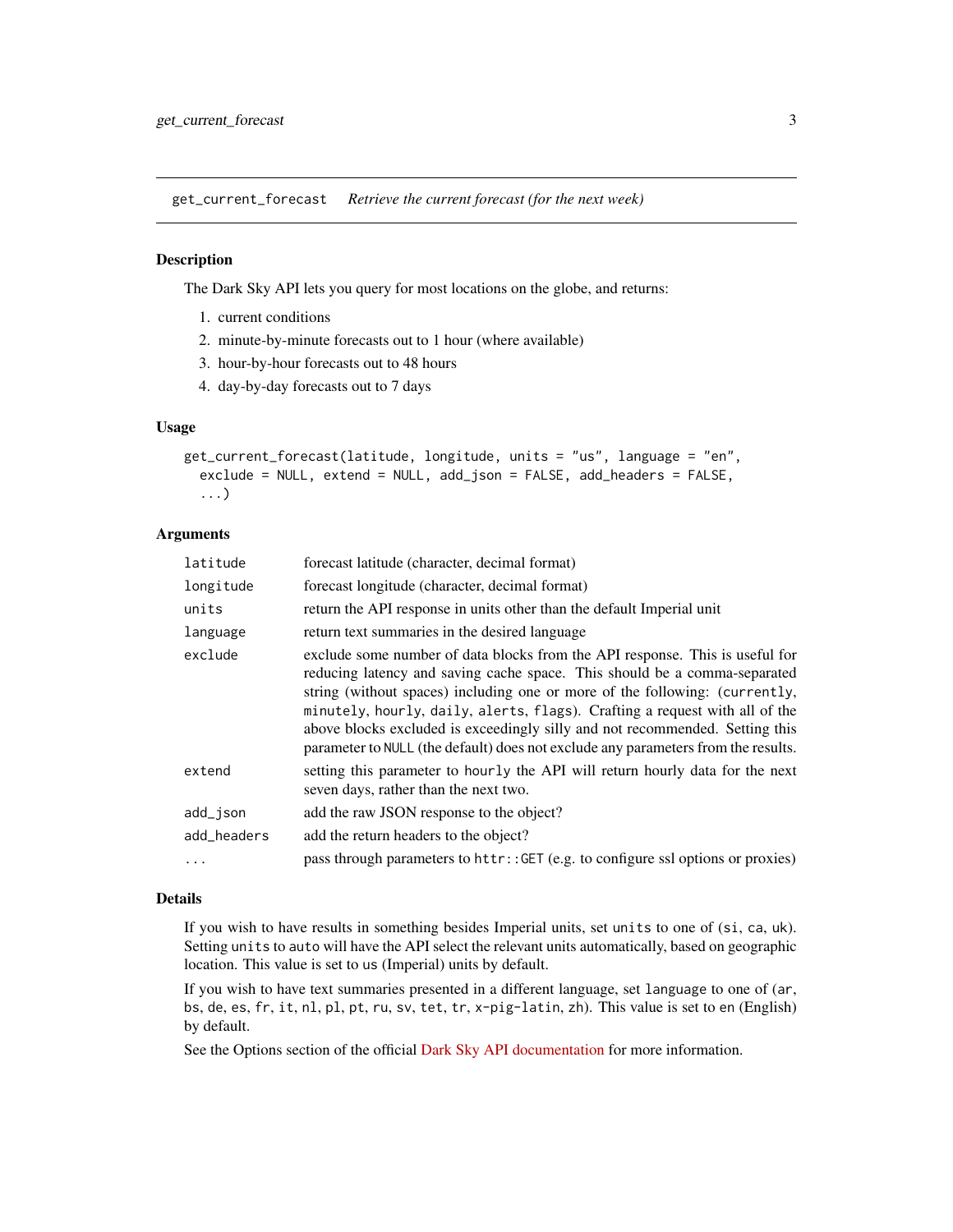## get_current_forecast — *Retrieve the current forecast (for the next week)*

### Description

The Dark Sky API lets you query for most locations on the globe, and returns:

1. current conditions
2. minute-by-minute forecasts out to 1 hour (where available)
3. hour-by-hour forecasts out to 48 hours
4. day-by-day forecasts out to 7 days

### Usage

```
get_current_forecast(latitude, longitude, units = "us", language = "en",
  exclude = NULL, extend = NULL, add_json = FALSE, add_headers = FALSE,
  ...)
```

### Arguments

| | |
|---|---|
| `latitude` | forecast latitude (character, decimal format) |
| `longitude` | forecast longitude (character, decimal format) |
| `units` | return the API response in units other than the default Imperial unit |
| `language` | return text summaries in the desired language |
| `exclude` | exclude some number of data blocks from the API response. This is useful for reducing latency and saving cache space. This should be a comma-separated string (without spaces) including one or more of the following: (`currently`, `minutely`, `hourly`, `daily`, `alerts`, `flags`). Crafting a request with all of the above blocks excluded is exceedingly silly and not recommended. Setting this parameter to `NULL` (the default) does not exclude any parameters from the results. |
| `extend` | setting this parameter to `hourly` the API will return hourly data for the next seven days, rather than the next two. |
| `add_json` | add the raw JSON response to the object? |
| `add_headers` | add the return headers to the object? |
| `...` | pass through parameters to `httr::GET` (e.g. to configure ssl options or proxies) |

### Details

If you wish to have results in something besides Imperial units, set `units` to one of (`si`, `ca`, `uk`). Setting `units` to `auto` will have the API select the relevant units automatically, based on geographic location. This value is set to `us` (Imperial) units by default.

If you wish to have text summaries presented in a different language, set `language` to one of (`ar`, `bs`, `de`, `es`, `fr`, `it`, `nl`, `pl`, `pt`, `ru`, `sv`, `tet`, `tr`, `x-pig-latin`, `zh`). This value is set to `en` (English) by default.

See the Options section of the official Dark Sky API documentation for more information.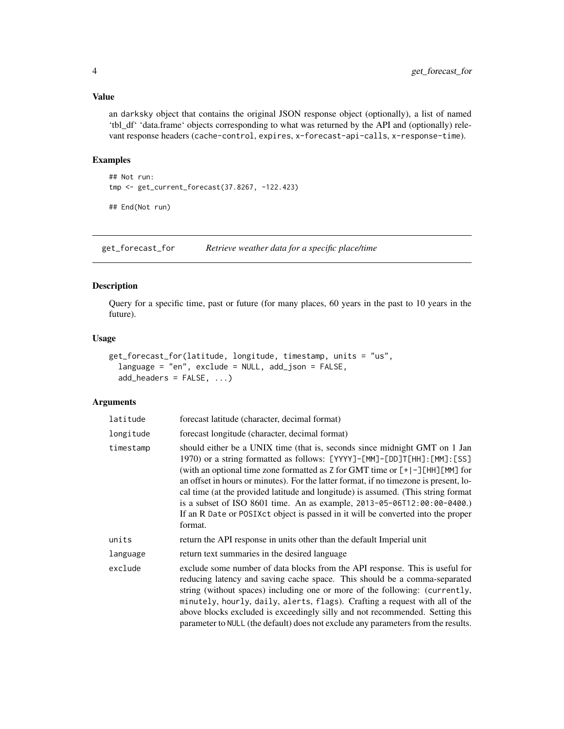### Value

an darksky object that contains the original JSON response object (optionally), a list of named 'tbl_df' 'data.frame' objects corresponding to what was returned by the API and (optionally) relevant response headers (cache-control, expires, x-forecast-api-calls, x-response-time).

### Examples

```
## Not run:
tmp <- get_current_forecast(37.8267, -122.423)

## End(Not run)
```

---

## get_forecast_for — *Retrieve weather data for a specific place/time*

### Description

Query for a specific time, past or future (for many places, 60 years in the past to 10 years in the future).

### Usage

```
get_forecast_for(latitude, longitude, timestamp, units = "us",
  language = "en", exclude = NULL, add_json = FALSE,
  add_headers = FALSE, ...)
```

### Arguments

| Argument | Description |
|---|---|
| latitude | forecast latitude (character, decimal format) |
| longitude | forecast longitude (character, decimal format) |
| timestamp | should either be a UNIX time (that is, seconds since midnight GMT on 1 Jan 1970) or a string formatted as follows: `[YYYY]-[MM]-[DD]T[HH]:[MM]:[SS]` (with an optional time zone formatted as `Z` for GMT time or `[+\|-][HH][MM]` for an offset in hours or minutes). For the latter format, if no timezone is present, local time (at the provided latitude and longitude) is assumed. (This string format is a subset of ISO 8601 time. An as example, `2013-05-06T12:00:00-0400`.) If an R `Date` or `POSIXct` object is passed in it will be converted into the proper format. |
| units | return the API response in units other than the default Imperial unit |
| language | return text summaries in the desired language |
| exclude | exclude some number of data blocks from the API response. This is useful for reducing latency and saving cache space. This should be a comma-separated string (without spaces) including one or more of the following: (`currently`, `minutely`, `hourly`, `daily`, `alerts`, `flags`). Crafting a request with all of the above blocks excluded is exceedingly silly and not recommended. Setting this parameter to `NULL` (the default) does not exclude any parameters from the results. |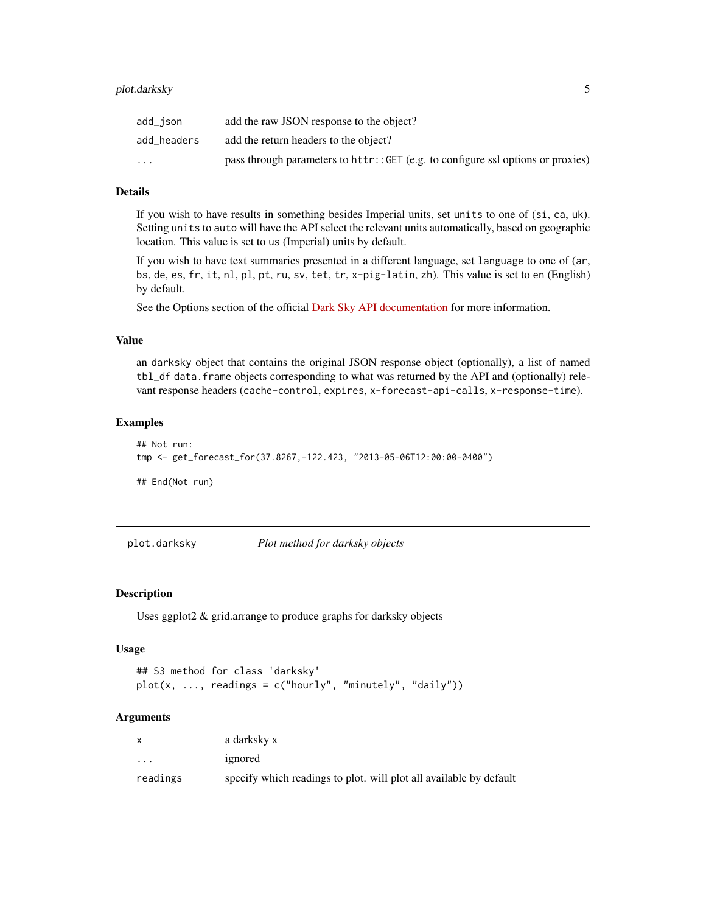| | |
|---|---|
| add_json | add the raw JSON response to the object? |
| add_headers | add the return headers to the object? |
| ... | pass through parameters to httr::GET (e.g. to configure ssl options or proxies) |

### Details

If you wish to have results in something besides Imperial units, set units to one of (si, ca, uk). Setting units to auto will have the API select the relevant units automatically, based on geographic location. This value is set to us (Imperial) units by default.

If you wish to have text summaries presented in a different language, set language to one of (ar, bs, de, es, fr, it, nl, pl, pt, ru, sv, tet, tr, x-pig-latin, zh). This value is set to en (English) by default.

See the Options section of the official Dark Sky API documentation for more information.

### Value

an darksky object that contains the original JSON response object (optionally), a list of named tbl_df data.frame objects corresponding to what was returned by the API and (optionally) relevant response headers (cache-control, expires, x-forecast-api-calls, x-response-time).

### Examples

```
## Not run:
tmp <- get_forecast_for(37.8267,-122.423, "2013-05-06T12:00:00-0400")

## End(Not run)
```

---

## plot.darksky *Plot method for darksky objects*

---

### Description

Uses ggplot2 & grid.arrange to produce graphs for darksky objects

### Usage

```
## S3 method for class 'darksky'
plot(x, ..., readings = c("hourly", "minutely", "daily"))
```

### Arguments

| | |
|---|---|
| x | a darksky x |
| ... | ignored |
| readings | specify which readings to plot. will plot all available by default |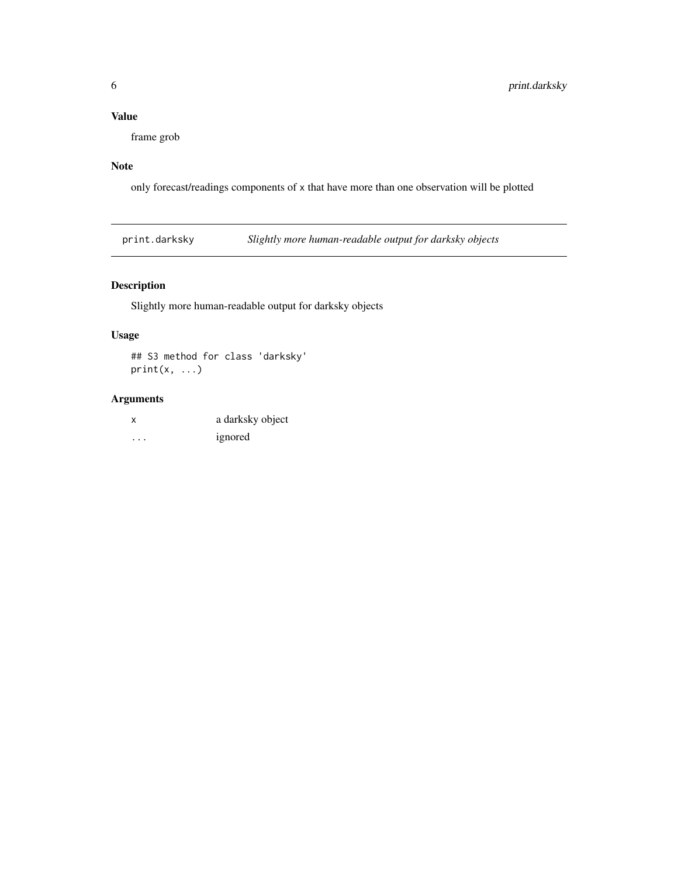### Value

frame grob

### Note

only forecast/readings components of `x` that have more than one observation will be plotted

---

## print.darksky — *Slightly more human-readable output for darksky objects*

---

### Description

Slightly more human-readable output for darksky objects

### Usage

```
## S3 method for class 'darksky'
print(x, ...)
```

### Arguments

| | |
|---|---|
| `x` | a darksky object |
| `...` | ignored |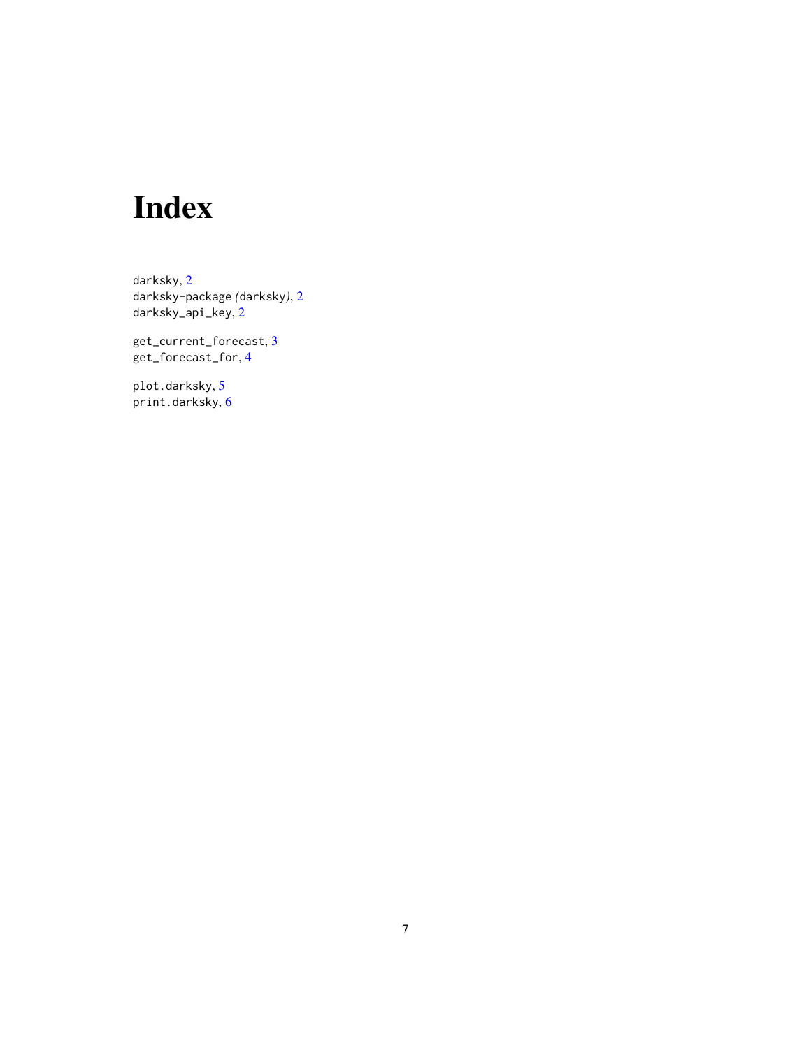# Index

darksky, 2
darksky-package (darksky), 2
darksky_api_key, 2

get_current_forecast, 3
get_forecast_for, 4

plot.darksky, 5
print.darksky, 6